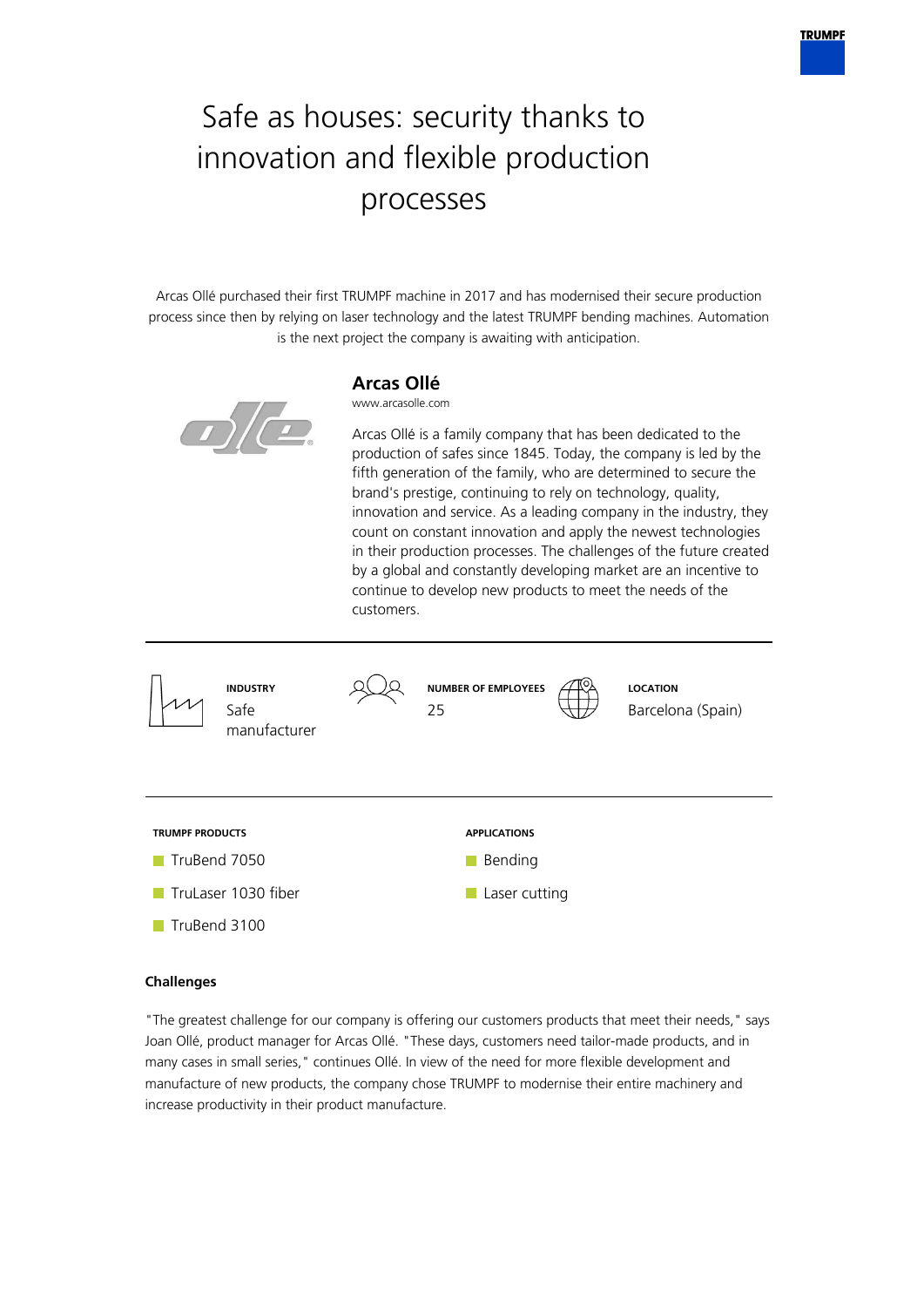# Safe as houses: security thanks to innovation and flexible production processes

Arcas Ollé purchased their first TRUMPF machine in 2017 and has modernised their secure production process since then by relying on laser technology and the latest TRUMPF bending machines. Automation is the next project the company is awaiting with anticipation.

## Arcas Ollé

www.arcasolle.com

Arcas Ollé is a family company that has been dedicated to the production of safes since 1845. Today, the company is led by the fifth generation of the family, who are determined to secure the brand's prestige, continuing to rely on technology, quality, innovation and service. As a leading company in the industry, they count on constant innovation and apply the newest technologies in their production processes. The challenges of the future created by a global and constantly developing market are an incentive to continue to develop new products to meet the needs of the customers.

**INDUSTRY**
Safe manufacturer

**NUMBER OF EMPLOYEES**
25

**LOCATION**
Barcelona (Spain)

**TRUMPF PRODUCTS**

- TruBend 7050
- TruLaser 1030 fiber
- TruBend 3100

**APPLICATIONS**

- Bending
- Laser cutting

### Challenges

"The greatest challenge for our company is offering our customers products that meet their needs," says Joan Ollé, product manager for Arcas Ollé. "These days, customers need tailor-made products, and in many cases in small series," continues Ollé. In view of the need for more flexible development and manufacture of new products, the company chose TRUMPF to modernise their entire machinery and increase productivity in their product manufacture.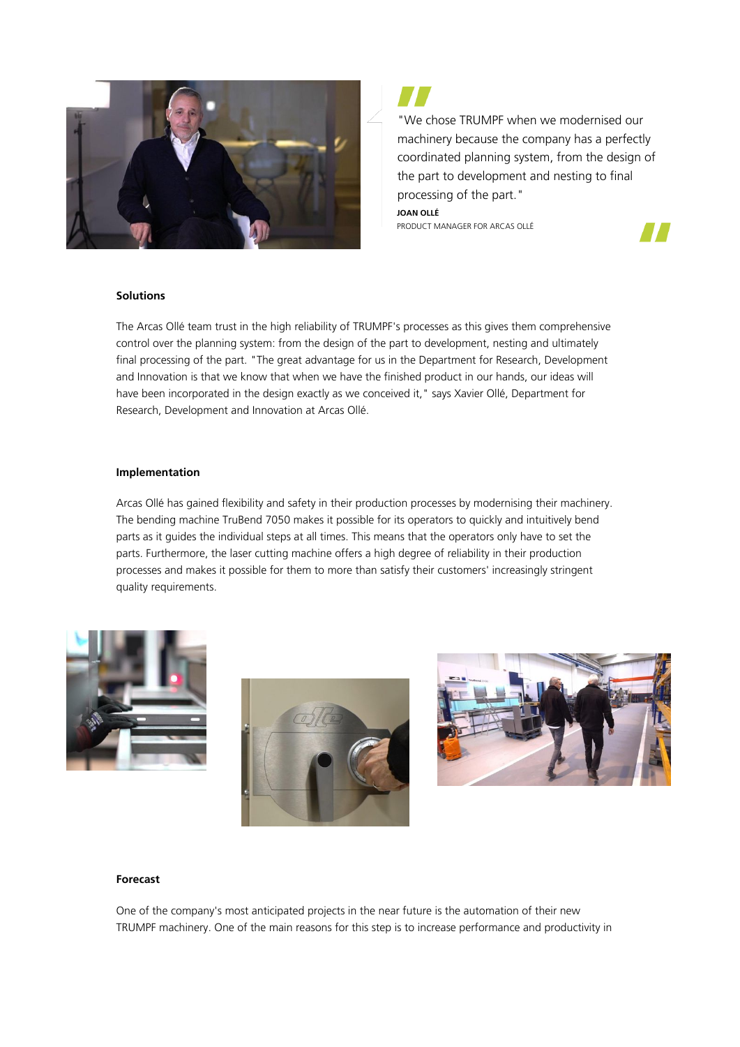> "We chose TRUMPF when we modernised our machinery because the company has a perfectly coordinated planning system, from the design of the part to development and nesting to final processing of the part."
>
> **JOAN OLLÉ**
> PRODUCT MANAGER FOR ARCAS OLLÉ

#### Solutions

The Arcas Ollé team trust in the high reliability of TRUMPF's processes as this gives them comprehensive control over the planning system: from the design of the part to development, nesting and ultimately final processing of the part. "The great advantage for us in the Department for Research, Development and Innovation is that we know that when we have the finished product in our hands, our ideas will have been incorporated in the design exactly as we conceived it," says Xavier Ollé, Department for Research, Development and Innovation at Arcas Ollé.

#### Implementation

Arcas Ollé has gained flexibility and safety in their production processes by modernising their machinery. The bending machine TruBend 7050 makes it possible for its operators to quickly and intuitively bend parts as it guides the individual steps at all times. This means that the operators only have to set the parts. Furthermore, the laser cutting machine offers a high degree of reliability in their production processes and makes it possible for them to more than satisfy their customers' increasingly stringent quality requirements.

#### Forecast

One of the company's most anticipated projects in the near future is the automation of their new TRUMPF machinery. One of the main reasons for this step is to increase performance and productivity in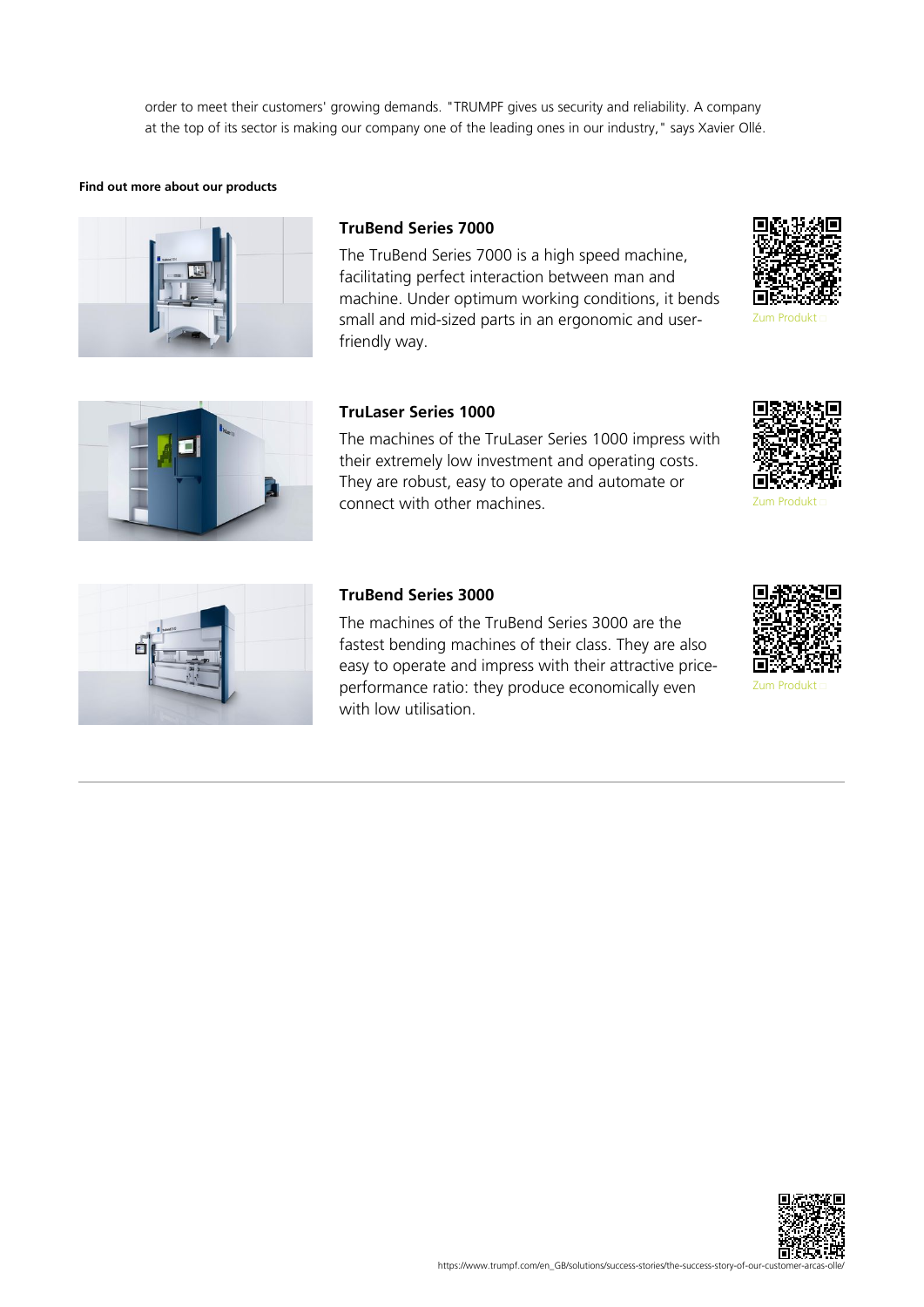order to meet their customers' growing demands. "TRUMPF gives us security and reliability. A company at the top of its sector is making our company one of the leading ones in our industry," says Xavier Ollé.

**Find out more about our products**

### TruBend Series 7000

The TruBend Series 7000 is a high speed machine, facilitating perfect interaction between man and machine. Under optimum working conditions, it bends small and mid-sized parts in an ergonomic and user-friendly way.

Zum Produkt

### TruLaser Series 1000

The machines of the TruLaser Series 1000 impress with their extremely low investment and operating costs. They are robust, easy to operate and automate or connect with other machines.

Zum Produkt

### TruBend Series 3000

The machines of the TruBend Series 3000 are the fastest bending machines of their class. They are also easy to operate and impress with their attractive price-performance ratio: they produce economically even with low utilisation.

Zum Produkt

https://www.trumpf.com/en_GB/solutions/success-stories/the-success-story-of-our-customer-arcas-olle/